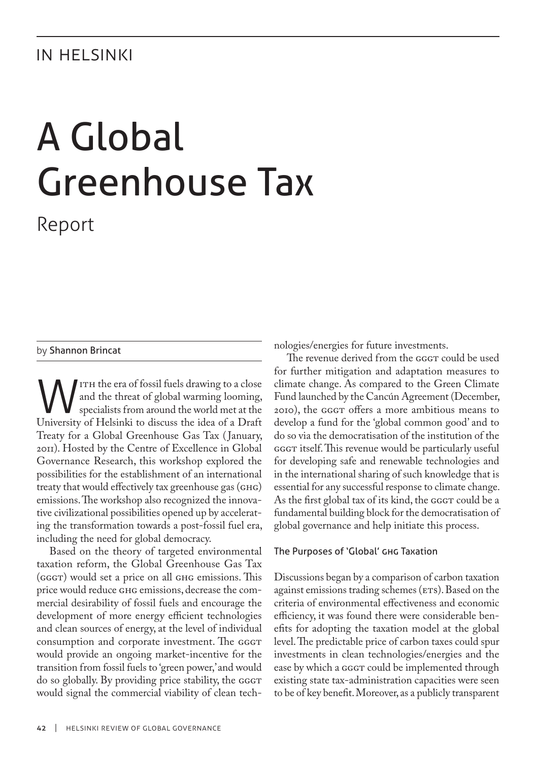IN HELSINKI

# A Global Greenhouse Tax

## Report

by Shannon Brincat

With the era of fossil fuels drawing to a close and the threat of global warming looming, specialists from around the world met at the University of Helsinki to discuss the idea of a Draft Treaty for a Global Greenhouse Gas Tax (January, 2011). Hosted by the Centre of Excellence in Global Governance Research, this workshop explored the possibilities for the establishment of an international treaty that would effectively tax greenhouse gas (GHG) emissions. The workshop also recognized the innovative civilizational possibilities opened up by accelerating the transformation towards a post-fossil fuel era, including the need for global democracy.

Based on the theory of targeted environmental taxation reform, the Global Greenhouse Gas Tax (GGGT) would set a price on all GHG emissions. This price would reduce GHG emissions, decrease the commercial desirability of fossil fuels and encourage the development of more energy efficient technologies and clean sources of energy, at the level of individual consumption and corporate investment. The GGGT would provide an ongoing market-incentive for the transition from fossil fuels to 'green power,' and would do so globally. By providing price stability, the GGGT would signal the commercial viability of clean technologies/energies for future investments.

The revenue derived from the GGGT could be used for further mitigation and adaptation measures to climate change. As compared to the Green Climate Fund launched by the Cancún Agreement (December, 2010), the GGGT offers a more ambitious means to develop a fund for the 'global common good' and to do so via the democratisation of the institution of the GGGT itself. This revenue would be particularly useful for developing safe and renewable technologies and in the international sharing of such knowledge that is essential for any successful response to climate change. As the first global tax of its kind, the GGGT could be a fundamental building block for the democratisation of global governance and help initiate this process.

### The Purposes of 'Global' GHG Taxation

Discussions began by a comparison of carbon taxation against emissions trading schemes (ETS). Based on the criteria of environmental effectiveness and economic efficiency, it was found there were considerable benefits for adopting the taxation model at the global level. The predictable price of carbon taxes could spur investments in clean technologies/energies and the ease by which a GGGT could be implemented through existing state tax-administration capacities were seen to be of key benefit. Moreover, as a publicly transparent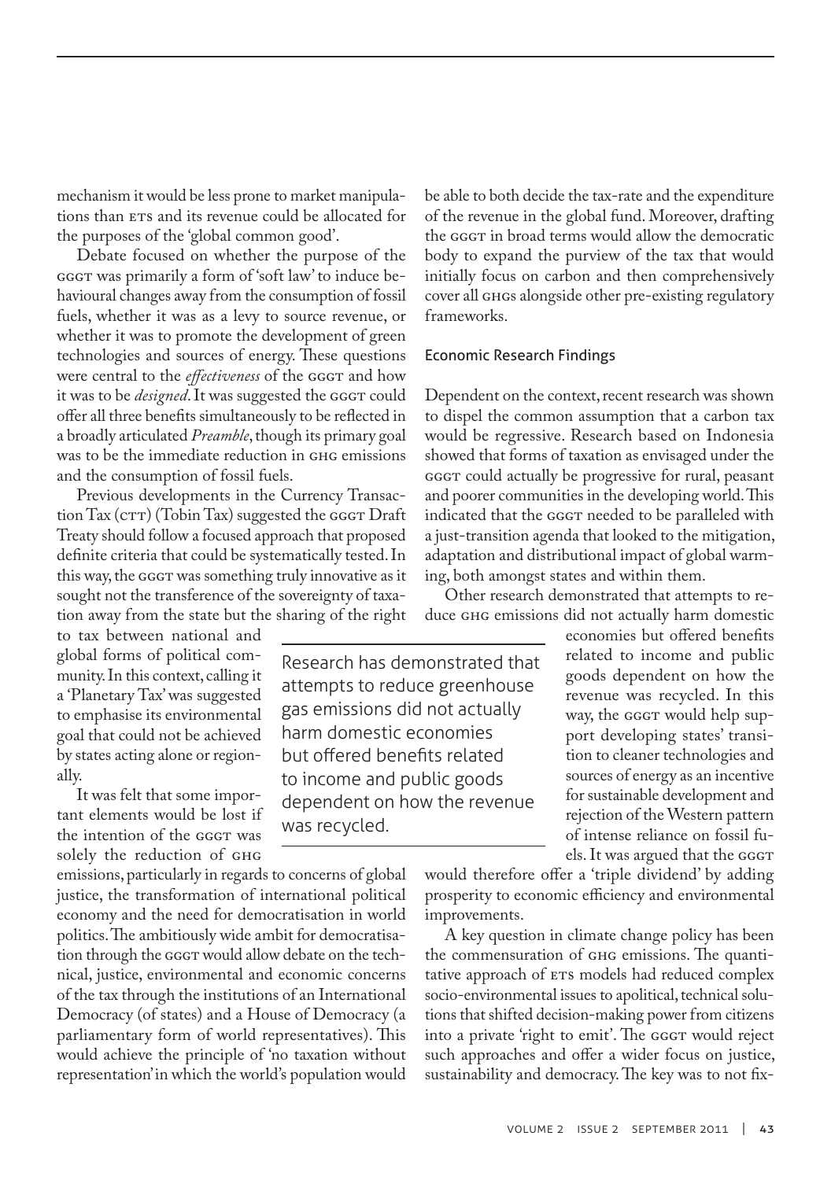mechanism it would be less prone to market manipulations than ETS and its revenue could be allocated for the purposes of the 'global common good'.

Debate focused on whether the purpose of the GGGT was primarily a form of 'soft law' to induce behavioural changes away from the consumption of fossil fuels, whether it was as a levy to source revenue, or whether it was to promote the development of green technologies and sources of energy. These questions were central to the *effectiveness* of the GGGT and how it was to be *designed*. It was suggested the GGGT could offer all three benefits simultaneously to be reflected in a broadly articulated *Preamble*, though its primary goal was to be the immediate reduction in GHG emissions and the consumption of fossil fuels.

Previous developments in the Currency Transaction Tax (CTT) (Tobin Tax) suggested the GGGT Draft Treaty should follow a focused approach that proposed definite criteria that could be systematically tested. In this way, the GGGT was something truly innovative as it sought not the transference of the sovereignty of taxation away from the state but the sharing of the right to tax between national and global forms of political community. In this context, calling it a 'Planetary Tax' was suggested to emphasise its environmental goal that could not be achieved by states acting alone or regionally.

It was felt that some important elements would be lost if the intention of the GGGT was solely the reduction of GHG emissions, particularly in regards to concerns of global justice, the transformation of international political economy and the need for democratisation in world politics. The ambitiously wide ambit for democratisation through the GGGT would allow debate on the technical, justice, environmental and economic concerns of the tax through the institutions of an International Democracy (of states) and a House of Democracy (a parliamentary form of world representatives). This would achieve the principle of 'no taxation without representation' in which the world's population would be able to both decide the tax-rate and the expenditure of the revenue in the global fund. Moreover, drafting the GGGT in broad terms would allow the democratic body to expand the purview of the tax that would initially focus on carbon and then comprehensively cover all GHGs alongside other pre-existing regulatory frameworks.

### Economic Research Findings

Dependent on the context, recent research was shown to dispel the common assumption that a carbon tax would be regressive. Research based on Indonesia showed that forms of taxation as envisaged under the GGGT could actually be progressive for rural, peasant and poorer communities in the developing world. This indicated that the GGGT needed to be paralleled with a just-transition agenda that looked to the mitigation, adaptation and distributional impact of global warming, both amongst states and within them.

Other research demonstrated that attempts to reduce GHG emissions did not actually harm domestic economies but offered benefits related to income and public goods dependent on how the revenue was recycled. In this way, the GGGT would help support developing states' transition to cleaner technologies and sources of energy as an incentive for sustainable development and rejection of the Western pattern of intense reliance on fossil fuels. It was argued that the GGGT would therefore offer a 'triple dividend' by adding prosperity to economic efficiency and environmental improvements.

> Research has demonstrated that attempts to reduce greenhouse gas emissions did not actually harm domestic economies but offered benefits related to income and public goods dependent on how the revenue was recycled.

A key question in climate change policy has been the commensuration of GHG emissions. The quantitative approach of ETS models had reduced complex socio-environmental issues to apolitical, technical solutions that shifted decision-making power from citizens into a private 'right to emit'. The GGGT would reject such approaches and offer a wider focus on justice, sustainability and democracy. The key was to not fix-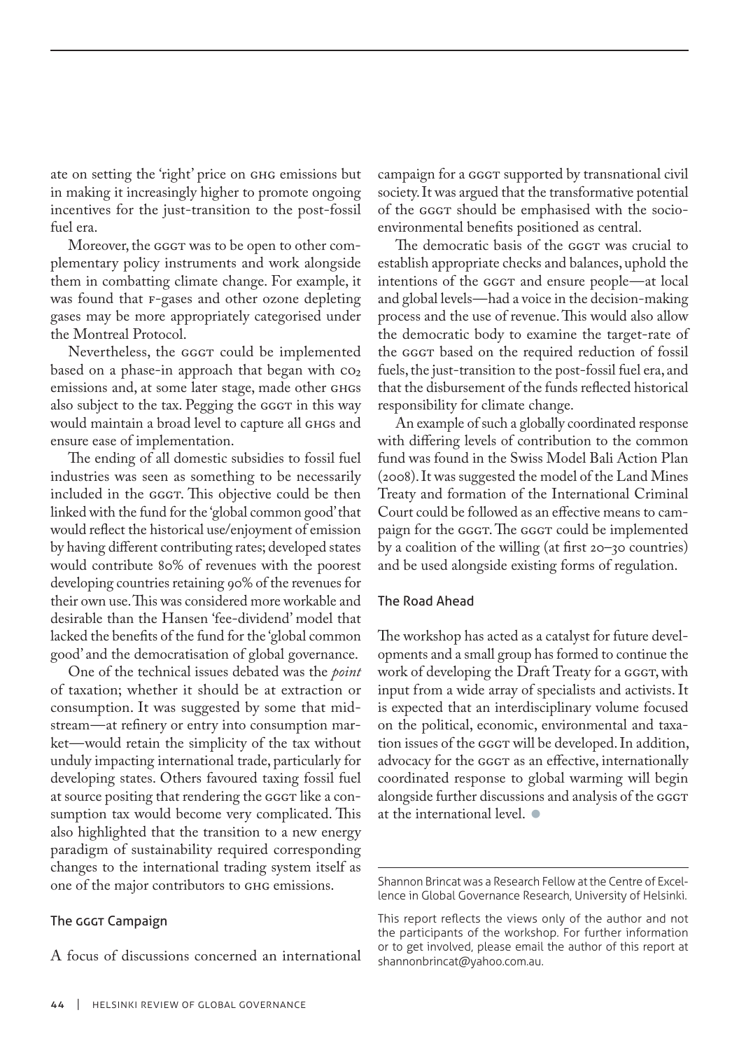ate on setting the 'right' price on GHG emissions but in making it increasingly higher to promote ongoing incentives for the just-transition to the post-fossil fuel era.

Moreover, the GGGT was to be open to other complementary policy instruments and work alongside them in combatting climate change. For example, it was found that F-gases and other ozone depleting gases may be more appropriately categorised under the Montreal Protocol.

Nevertheless, the GGGT could be implemented based on a phase-in approach that began with $CO_2$ emissions and, at some later stage, made other GHGs also subject to the tax. Pegging the GGGT in this way would maintain a broad level to capture all GHGs and ensure ease of implementation.

The ending of all domestic subsidies to fossil fuel industries was seen as something to be necessarily included in the GGGT. This objective could be then linked with the fund for the 'global common good' that would reflect the historical use/enjoyment of emission by having different contributing rates; developed states would contribute 80% of revenues with the poorest developing countries retaining 90% of the revenues for their own use. This was considered more workable and desirable than the Hansen 'fee-dividend' model that lacked the benefits of the fund for the 'global common good' and the democratisation of global governance.

One of the technical issues debated was the *point* of taxation; whether it should be at extraction or consumption. It was suggested by some that midstream—at refinery or entry into consumption market—would retain the simplicity of the tax without unduly impacting international trade, particularly for developing states. Others favoured taxing fossil fuel at source positing that rendering the GGGT like a consumption tax would become very complicated. This also highlighted that the transition to a new energy paradigm of sustainability required corresponding changes to the international trading system itself as one of the major contributors to GHG emissions.

## The GGGT Campaign

A focus of discussions concerned an international campaign for a GGGT supported by transnational civil society. It was argued that the transformative potential of the GGGT should be emphasised with the socio-environmental benefits positioned as central.

The democratic basis of the GGGT was crucial to establish appropriate checks and balances, uphold the intentions of the GGGT and ensure people—at local and global levels—had a voice in the decision-making process and the use of revenue. This would also allow the democratic body to examine the target-rate of the GGGT based on the required reduction of fossil fuels, the just-transition to the post-fossil fuel era, and that the disbursement of the funds reflected historical responsibility for climate change.

An example of such a globally coordinated response with differing levels of contribution to the common fund was found in the Swiss Model Bali Action Plan (2008). It was suggested the model of the Land Mines Treaty and formation of the International Criminal Court could be followed as an effective means to campaign for the GGGT. The GGGT could be implemented by a coalition of the willing (at first 20–30 countries) and be used alongside existing forms of regulation.

## The Road Ahead

The workshop has acted as a catalyst for future developments and a small group has formed to continue the work of developing the Draft Treaty for a GGGT, with input from a wide array of specialists and activists. It is expected that an interdisciplinary volume focused on the political, economic, environmental and taxation issues of the GGGT will be developed. In addition, advocacy for the GGGT as an effective, internationally coordinated response to global warming will begin alongside further discussions and analysis of the GGGT at the international level. ●

---

Shannon Brincat was a Research Fellow at the Centre of Excellence in Global Governance Research, University of Helsinki.

This report reflects the views only of the author and not the participants of the workshop. For further information or to get involved, please email the author of this report at shannonbrincat@yahoo.com.au.